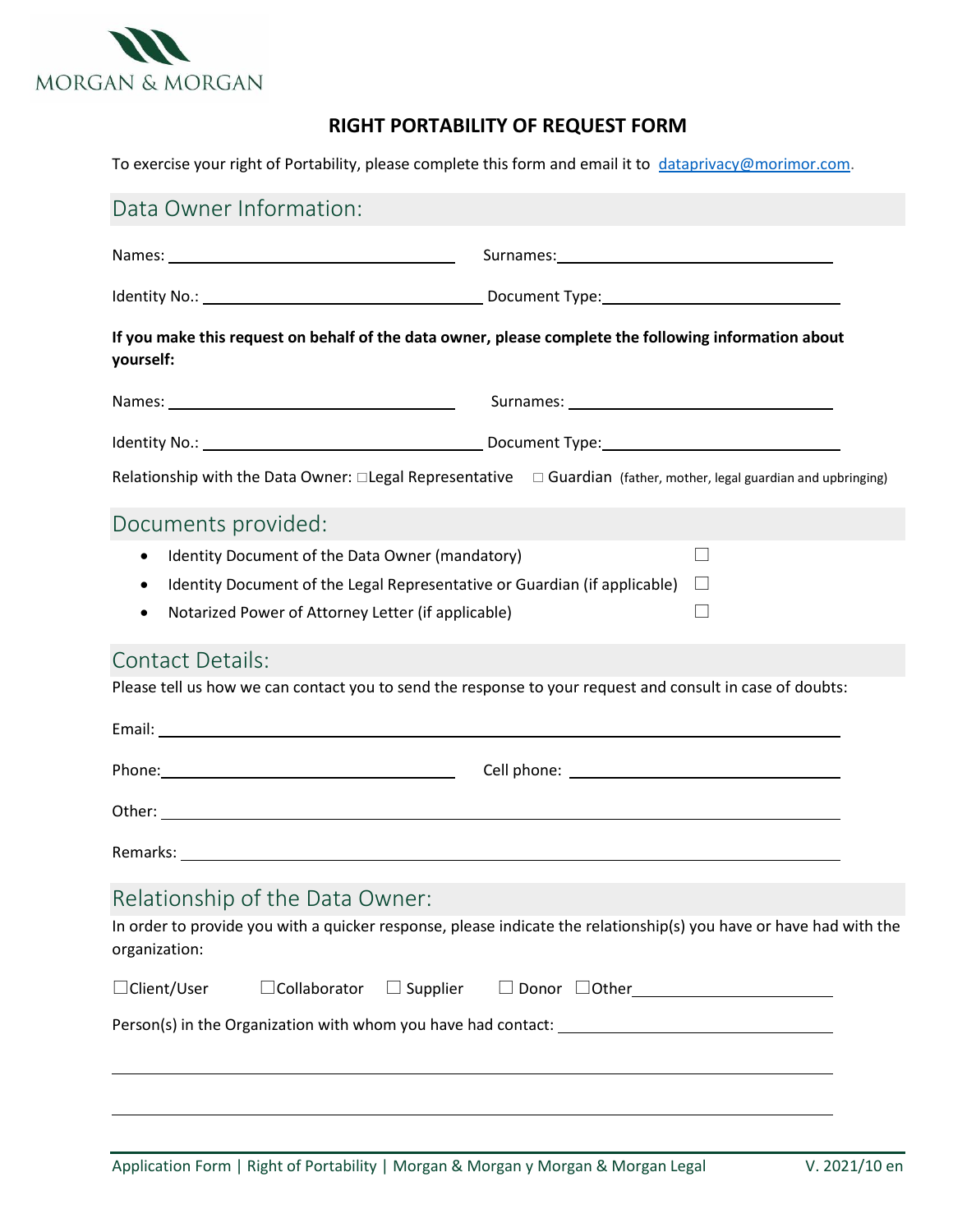MORGAN & MORGAN

# RIGHT PORTABILITY OF REQUEST FORM

To exercise your right of Portability, please complete this form and email it to dataprivacy@morimor.com.

## Data Owner Information:

Names: ______________________ Surnames: ______________________

Identity No.: ______________________ Document Type: ______________________

**If you make this request on behalf of the data owner, please complete the following information about yourself:**

Names: ______________________ Surnames: ______________________

Identity No.: ______________________ Document Type: ______________________

Relationship with the Data Owner: ☐Legal Representative ☐ Guardian (father, mother, legal guardian and upbringing)

## Documents provided:

- Identity Document of the Data Owner (mandatory) ☐
- Identity Document of the Legal Representative or Guardian (if applicable) ☐
- Notarized Power of Attorney Letter (if applicable) ☐

## Contact Details:

Please tell us how we can contact you to send the response to your request and consult in case of doubts:

Email: ______________________________________________

Phone: ______________________ Cell phone: ______________________

Other: ______________________________________________

Remarks: ______________________________________________

## Relationship of the Data Owner:

In order to provide you with a quicker response, please indicate the relationship(s) you have or have had with the organization:

☐Client/User ☐Collaborator ☐ Supplier ☐ Donor ☐Other ______________________

Person(s) in the Organization with whom you have had contact: ______________________

______________________________________________

______________________________________________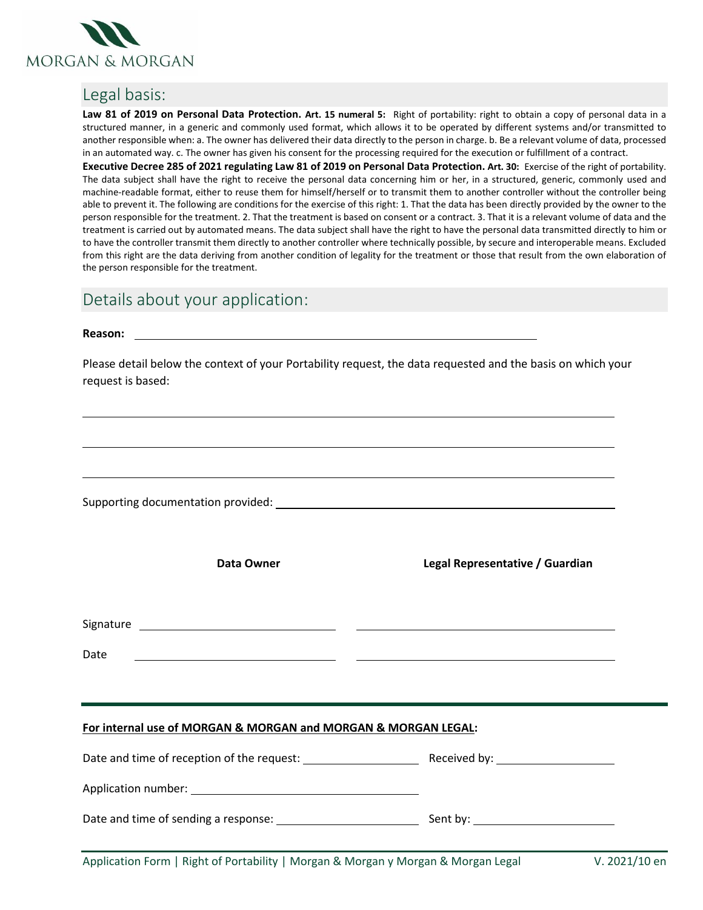MORGAN & MORGAN

## Legal basis:

**Law 81 of 2019 on Personal Data Protection. Art. 15 numeral 5:** Right of portability: right to obtain a copy of personal data in a structured manner, in a generic and commonly used format, which allows it to be operated by different systems and/or transmitted to another responsible when: a. The owner has delivered their data directly to the person in charge. b. Be a relevant volume of data, processed in an automated way. c. The owner has given his consent for the processing required for the execution or fulfillment of a contract.

**Executive Decree 285 of 2021 regulating Law 81 of 2019 on Personal Data Protection. Art. 30:** Exercise of the right of portability. The data subject shall have the right to receive the personal data concerning him or her, in a structured, generic, commonly used and machine-readable format, either to reuse them for himself/herself or to transmit them to another controller without the controller being able to prevent it. The following are conditions for the exercise of this right: 1. That the data has been directly provided by the owner to the person responsible for the treatment. 2. That the treatment is based on consent or a contract. 3. That it is a relevant volume of data and the treatment is carried out by automated means. The data subject shall have the right to have the personal data transmitted directly to him or to have the controller transmit them directly to another controller where technically possible, by secure and interoperable means. Excluded from this right are the data deriving from another condition of legality for the treatment or those that result from the own elaboration of the person responsible for the treatment.

## Details about your application:

**Reason:** ______________________________

Please detail below the context of your Portability request, the data requested and the basis on which your request is based:

______________________________

______________________________

______________________________

Supporting documentation provided: ______________________________

| | **Data Owner** | **Legal Representative / Guardian** |
|---|---|---|
| Signature | ____________________ | ____________________ |
| Date | ____________________ | ____________________ |

**For internal use of MORGAN & MORGAN and MORGAN & MORGAN LEGAL:**

Date and time of reception of the request: ____________________ Received by: ____________________

Application number: ____________________

Date and time of sending a response: ____________________ Sent by: ____________________

Application Form | Right of Portability | Morgan & Morgan y Morgan & Morgan Legal V. 2021/10 en